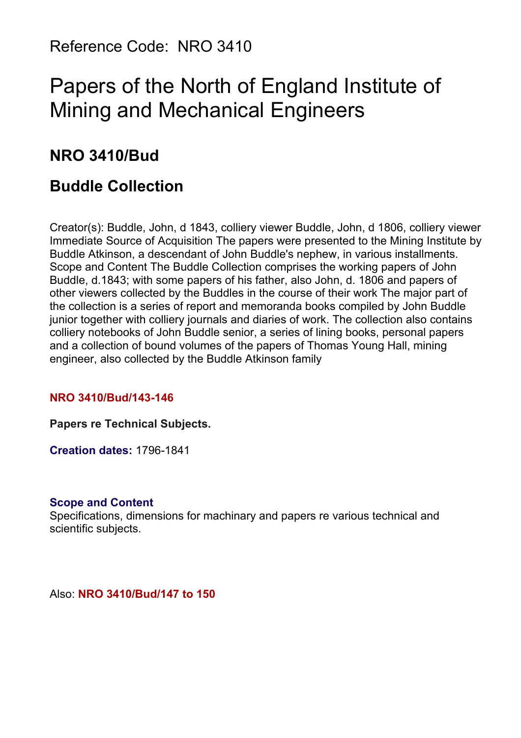Reference Code: NRO 3410

# Papers of the North of England Institute of Mining and Mechanical Engineers

## NRO 3410/Bud

## Buddle Collection

Creator(s): Buddle, John, d 1843, colliery viewer Buddle, John, d 1806, colliery viewer Immediate Source of Acquisition The papers were presented to the Mining Institute by Buddle Atkinson, a descendant of John Buddle's nephew, in various installments. Scope and Content The Buddle Collection comprises the working papers of John Buddle, d.1843; with some papers of his father, also John, d. 1806 and papers of other viewers collected by the Buddles in the course of their work The major part of the collection is a series of report and memoranda books compiled by John Buddle junior together with colliery journals and diaries of work. The collection also contains colliery notebooks of John Buddle senior, a series of lining books, personal papers and a collection of bound volumes of the papers of Thomas Young Hall, mining engineer, also collected by the Buddle Atkinson family

**NRO 3410/Bud/143-146**

**Papers re Technical Subjects.**

**Creation dates:** 1796-1841

**Scope and Content**

Specifications, dimensions for machinary and papers re various technical and scientific subjects.

Also: **NRO 3410/Bud/147 to 150**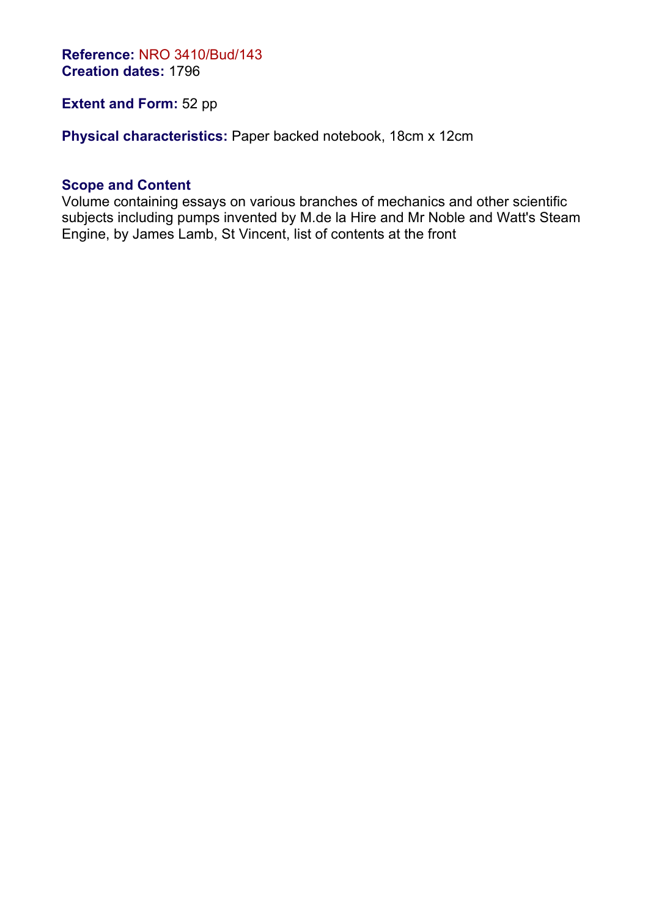**Reference:** NRO 3410/Bud/143
**Creation dates:** 1796

**Extent and Form:** 52 pp

**Physical characteristics:** Paper backed notebook, 18cm x 12cm

**Scope and Content**
Volume containing essays on various branches of mechanics and other scientific subjects including pumps invented by M.de la Hire and Mr Noble and Watt's Steam Engine, by James Lamb, St Vincent, list of contents at the front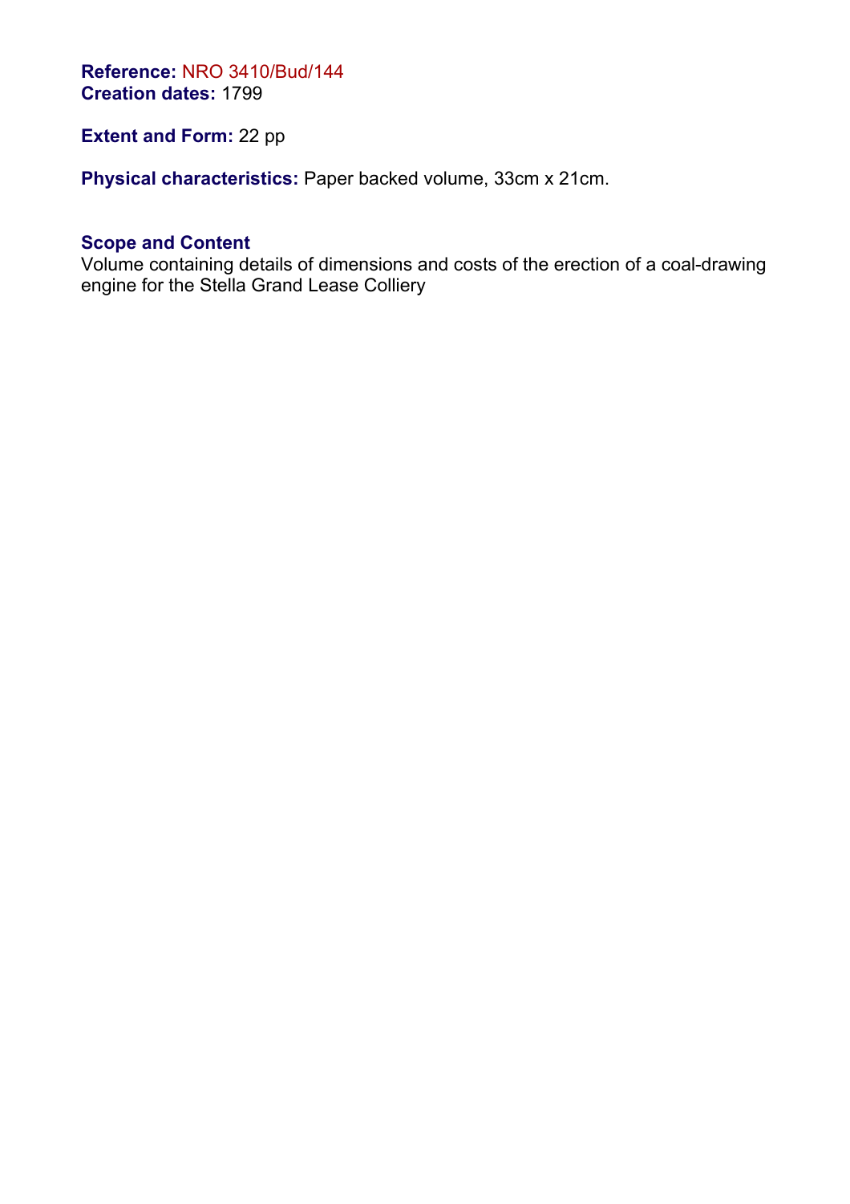**Reference:** NRO 3410/Bud/144
**Creation dates:** 1799

**Extent and Form:** 22 pp

**Physical characteristics:** Paper backed volume, 33cm x 21cm.

**Scope and Content**
Volume containing details of dimensions and costs of the erection of a coal-drawing engine for the Stella Grand Lease Colliery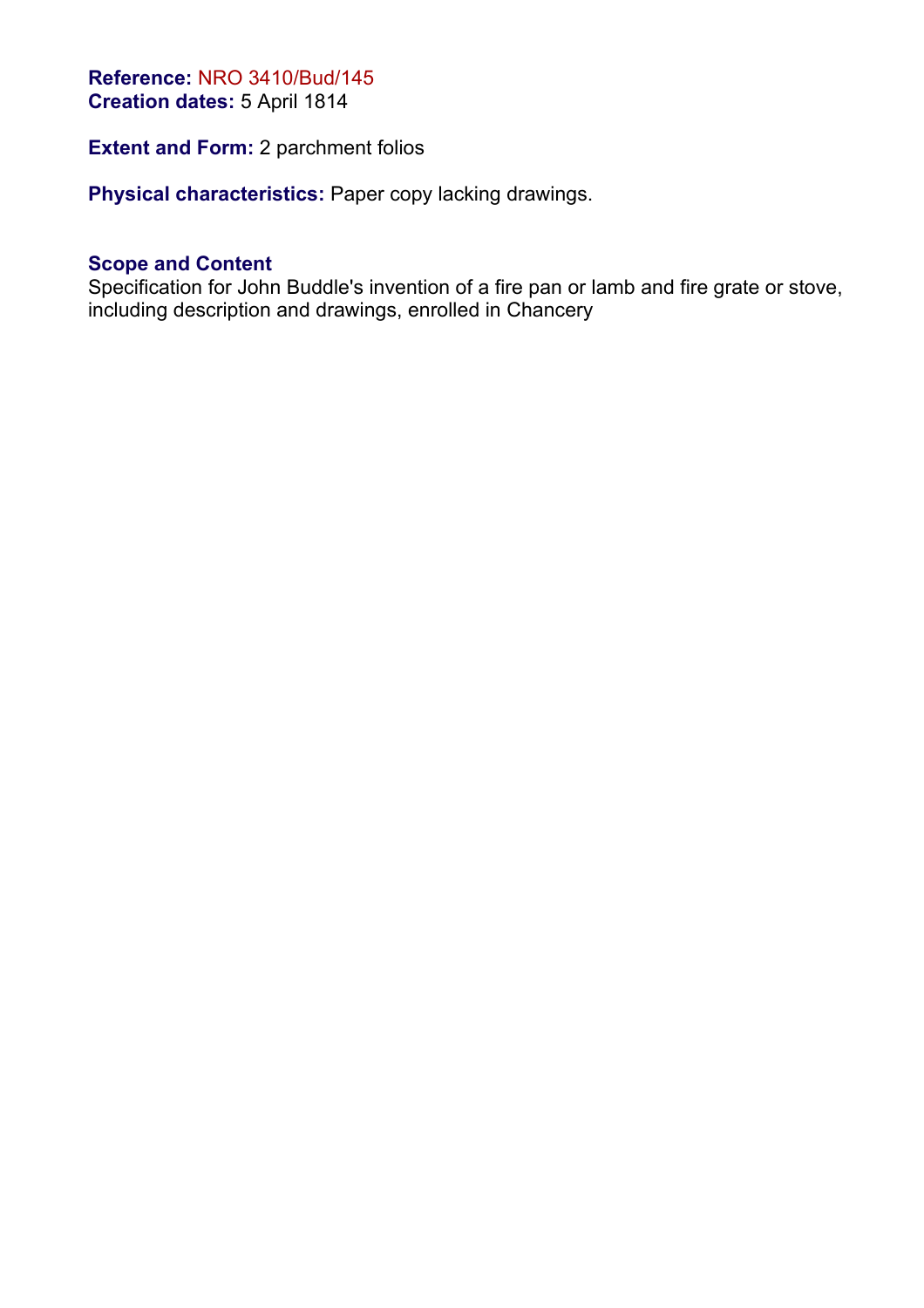**Reference:** NRO 3410/Bud/145
**Creation dates:** 5 April 1814

**Extent and Form:** 2 parchment folios

**Physical characteristics:** Paper copy lacking drawings.

**Scope and Content**
Specification for John Buddle's invention of a fire pan or lamb and fire grate or stove, including description and drawings, enrolled in Chancery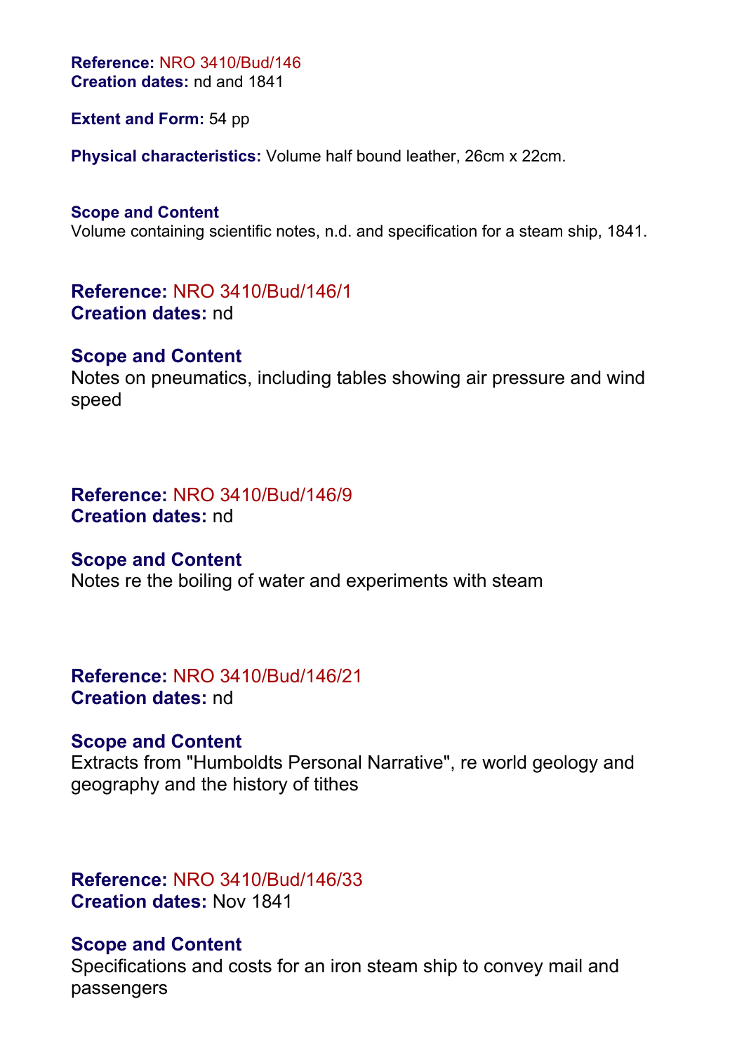**Reference:** NRO 3410/Bud/146
**Creation dates:** nd and 1841

**Extent and Form:** 54 pp

**Physical characteristics:** Volume half bound leather, 26cm x 22cm.

**Scope and Content**
Volume containing scientific notes, n.d. and specification for a steam ship, 1841.

## Reference: NRO 3410/Bud/146/1
**Creation dates:** nd

**Scope and Content**
Notes on pneumatics, including tables showing air pressure and wind speed

## Reference: NRO 3410/Bud/146/9
**Creation dates:** nd

**Scope and Content**
Notes re the boiling of water and experiments with steam

## Reference: NRO 3410/Bud/146/21
**Creation dates:** nd

**Scope and Content**
Extracts from "Humboldts Personal Narrative", re world geology and geography and the history of tithes

## Reference: NRO 3410/Bud/146/33
**Creation dates:** Nov 1841

**Scope and Content**
Specifications and costs for an iron steam ship to convey mail and passengers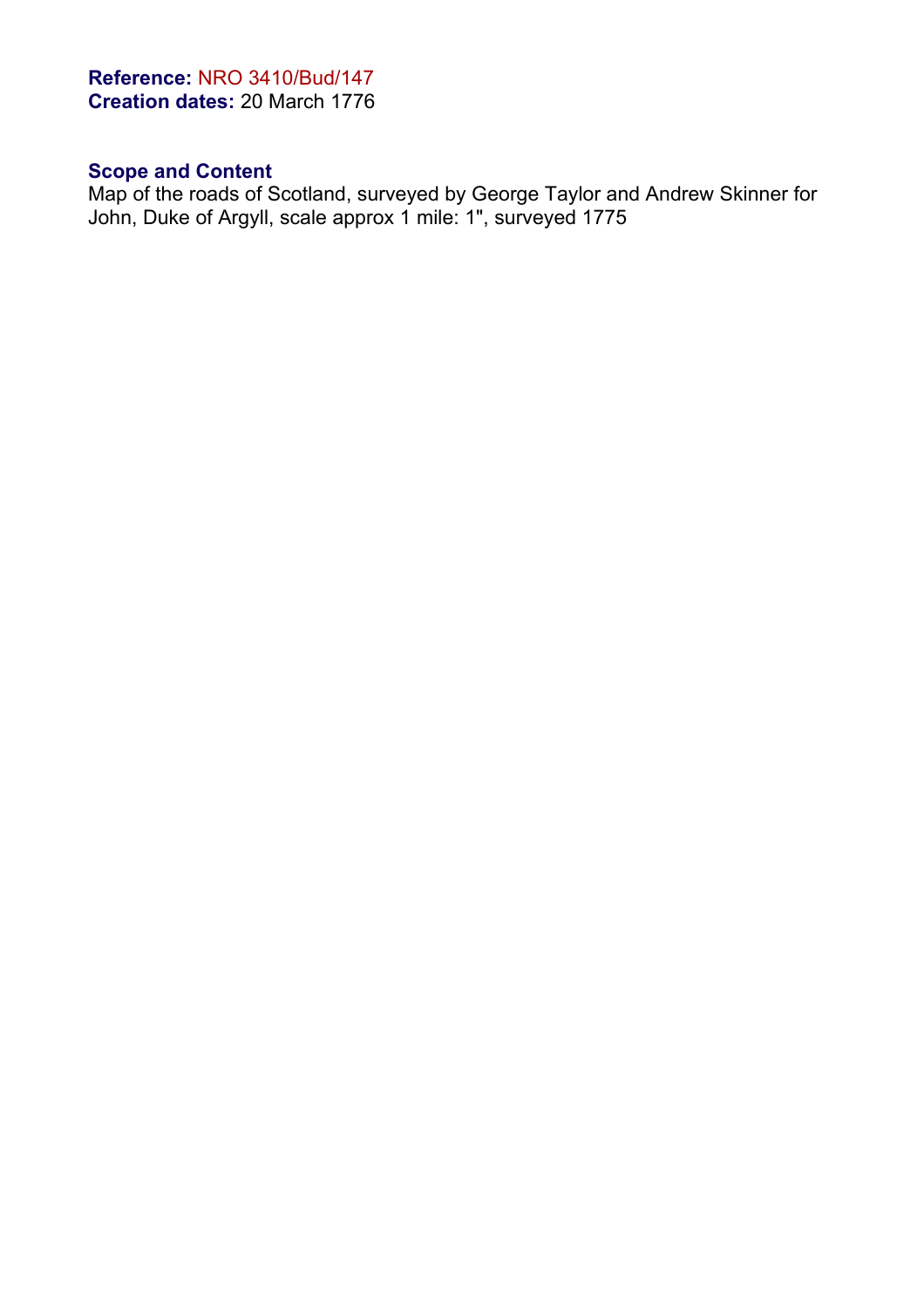**Reference:** NRO 3410/Bud/147
**Creation dates:** 20 March 1776

### Scope and Content

Map of the roads of Scotland, surveyed by George Taylor and Andrew Skinner for John, Duke of Argyll, scale approx 1 mile: 1", surveyed 1775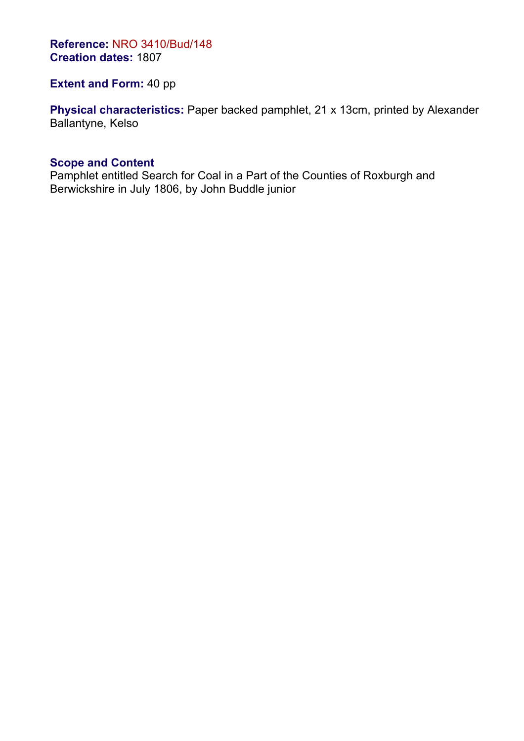**Reference:** NRO 3410/Bud/148
**Creation dates:** 1807

**Extent and Form:** 40 pp

**Physical characteristics:** Paper backed pamphlet, 21 x 13cm, printed by Alexander Ballantyne, Kelso

**Scope and Content**
Pamphlet entitled Search for Coal in a Part of the Counties of Roxburgh and Berwickshire in July 1806, by John Buddle junior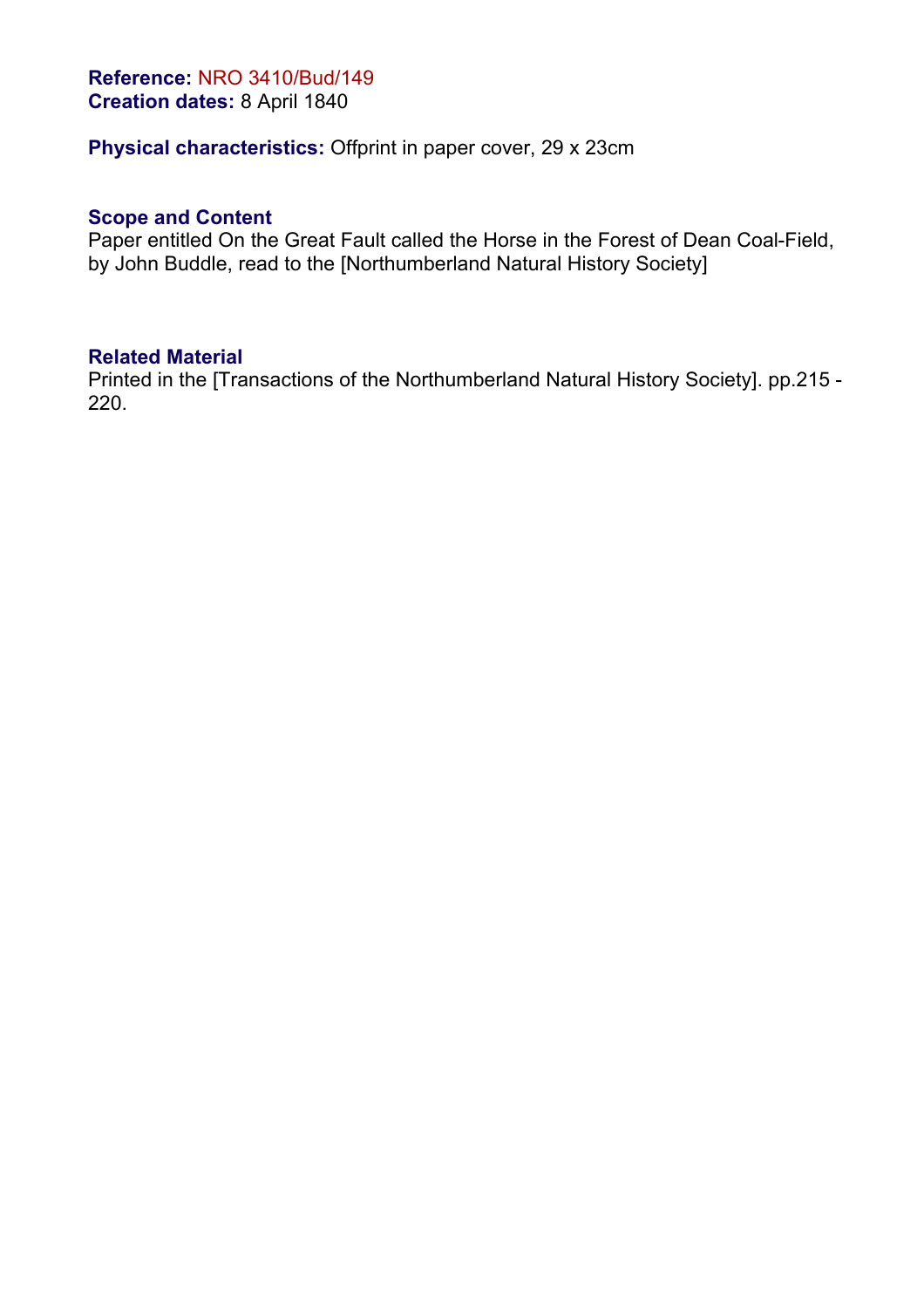**Reference:** NRO 3410/Bud/149
**Creation dates:** 8 April 1840

**Physical characteristics:** Offprint in paper cover, 29 x 23cm

**Scope and Content**
Paper entitled On the Great Fault called the Horse in the Forest of Dean Coal-Field, by John Buddle, read to the [Northumberland Natural History Society]

**Related Material**
Printed in the [Transactions of the Northumberland Natural History Society]. pp.215 - 220.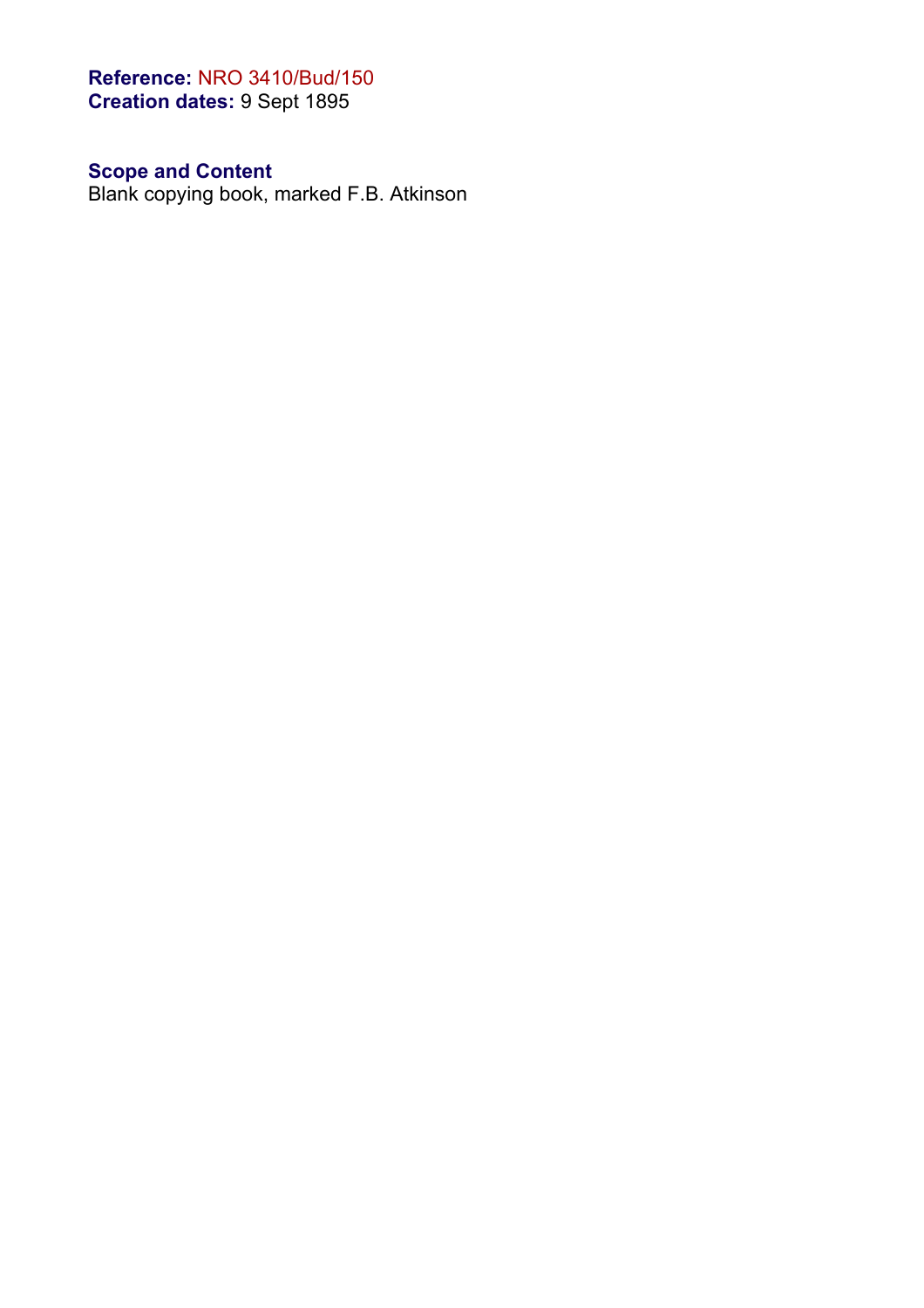**Reference:** NRO 3410/Bud/150
**Creation dates:** 9 Sept 1895

### Scope and Content

Blank copying book, marked F.B. Atkinson